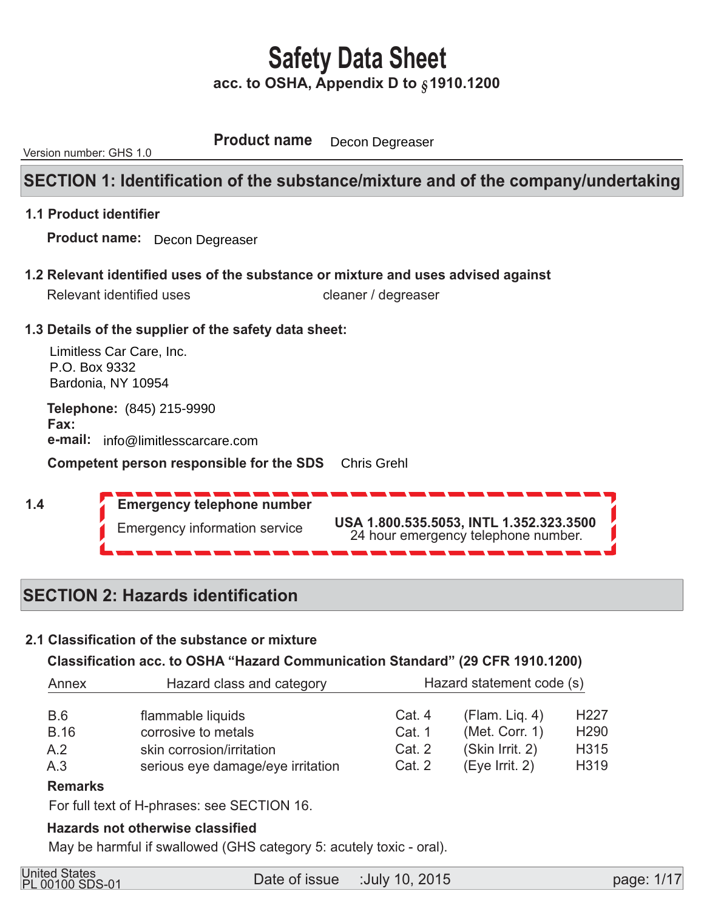# Safety Data Sheet

**acc. to OSHA, Appendix D to § 1910.1200**

Version number: GHS 1.0

**Product name** Decon Degreaser

## SECTION 1: Identification of the substance/mixture and of the company/undertaking

### 1.1 Product identifier

**Product name:** Decon Degreaser

### 1.2 Relevant identified uses of the substance or mixture and uses advised against

Relevant identified uses cleaner / degreaser

### 1.3 Details of the supplier of the safety data sheet:

Limitless Car Care, Inc.
P.O. Box 9332
Bardonia, NY 10954

**Telephone:** (845) 215-9990
**Fax:**
**e-mail:** info@limitlesscarcare.com

**Competent person responsible for the SDS** Chris Grehl

### 1.4 Emergency telephone number

Emergency information service **USA 1.800.535.5053, INTL 1.352.323.3500**
24 hour emergency telephone number.

## SECTION 2: Hazards identification

### 2.1 Classification of the substance or mixture

**Classification acc. to OSHA "Hazard Communication Standard" (29 CFR 1910.1200)**

| Annex | Hazard class and category | | Hazard statement code (s) | |
|---|---|---|---|---|
| B.6 | flammable liquids | Cat. 4 | (Flam. Liq. 4) | H227 |
| B.16 | corrosive to metals | Cat. 1 | (Met. Corr. 1) | H290 |
| A.2 | skin corrosion/irritation | Cat. 2 | (Skin Irrit. 2) | H315 |
| A.3 | serious eye damage/eye irritation | Cat. 2 | (Eye Irrit. 2) | H319 |

**Remarks**

For full text of H-phrases: see SECTION 16.

**Hazards not otherwise classified**

May be harmful if swallowed (GHS category 5: acutely toxic - oral).

United States
PL 00100 SDS-01

Date of issue :July 10, 2015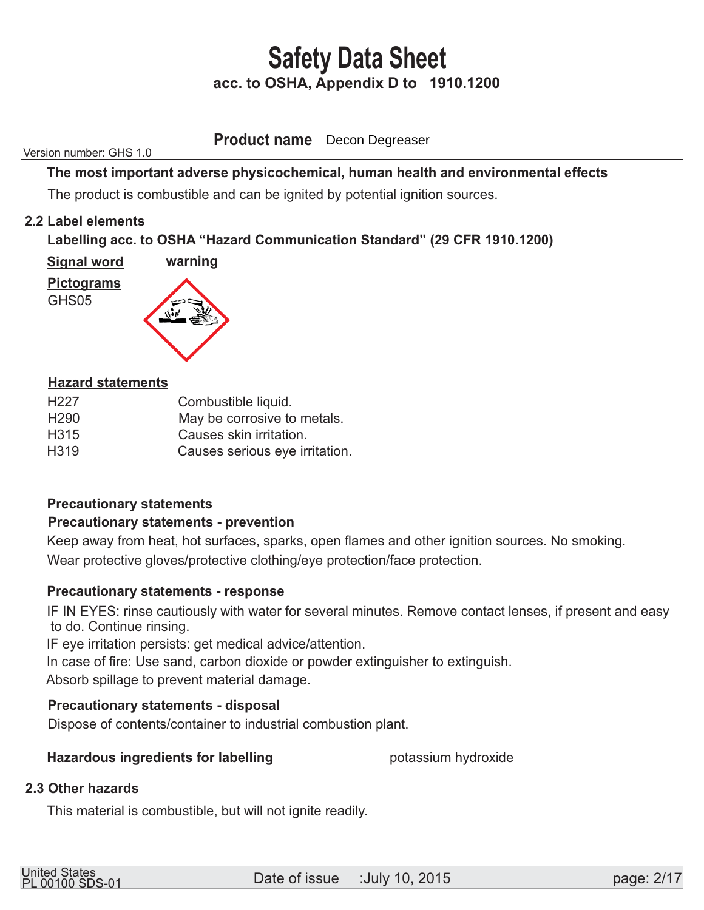**The most important adverse physicochemical, human health and environmental effects**

The product is combustible and can be ignited by potential ignition sources.

## 2.2 Label elements

**Labelling acc. to OSHA "Hazard Communication Standard" (29 CFR 1910.1200)**

**Signal word** **warning**

**Pictograms**

GHS05

**Hazard statements**

| | |
|---|---|
| H227 | Combustible liquid. |
| H290 | May be corrosive to metals. |
| H315 | Causes skin irritation. |
| H319 | Causes serious eye irritation. |

**Precautionary statements**

**Precautionary statements - prevention**

Keep away from heat, hot surfaces, sparks, open flames and other ignition sources. No smoking.

Wear protective gloves/protective clothing/eye protection/face protection.

**Precautionary statements - response**

IF IN EYES: rinse cautiously with water for several minutes. Remove contact lenses, if present and easy to do. Continue rinsing.

IF eye irritation persists: get medical advice/attention.

In case of fire: Use sand, carbon dioxide or powder extinguisher to extinguish.

Absorb spillage to prevent material damage.

**Precautionary statements - disposal**

Dispose of contents/container to industrial combustion plant.

**Hazardous ingredients for labelling** potassium hydroxide

## 2.3 Other hazards

This material is combustible, but will not ignite readily.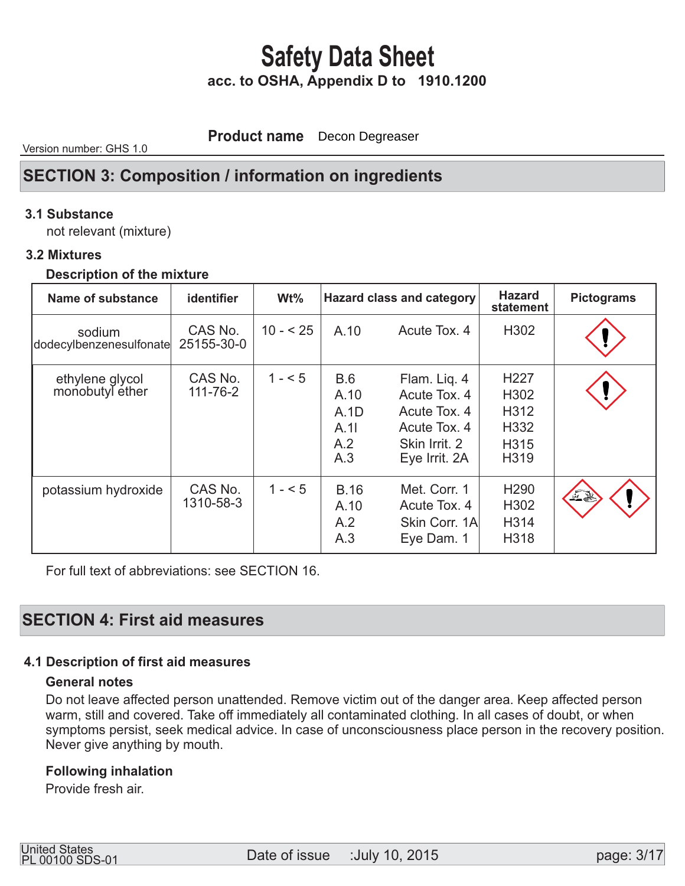# Safety Data Sheet

**acc. to OSHA, Appendix D to 1910.1200**

**Product name** Decon Degreaser

Version number: GHS 1.0

## SECTION 3: Composition / information on ingredients

### 3.1 Substance

not relevant (mixture)

### 3.2 Mixtures

**Description of the mixture**

| Name of substance | identifier | Wt% | Hazard class and category | | Hazard statement | Pictograms |
|---|---|---|---|---|---|---|
| sodium dodecylbenzenesulfonate | CAS No. 25155-30-0 | 10 - < 25 | A.10 | Acute Tox. 4 | H302 | |
| ethylene glycol monobutyl ether | CAS No. 111-76-2 | 1 - < 5 | B.6<br>A.10<br>A.1D<br>A.1I<br>A.2<br>A.3 | Flam. Liq. 4<br>Acute Tox. 4<br>Acute Tox. 4<br>Acute Tox. 4<br>Skin Irrit. 2<br>Eye Irrit. 2A | H227<br>H302<br>H312<br>H332<br>H315<br>H319 | |
| potassium hydroxide | CAS No. 1310-58-3 | 1 - < 5 | B.16<br>A.10<br>A.2<br>A.3 | Met. Corr. 1<br>Acute Tox. 4<br>Skin Corr. 1A<br>Eye Dam. 1 | H290<br>H302<br>H314<br>H318 | |

For full text of abbreviations: see SECTION 16.

## SECTION 4: First aid measures

### 4.1 Description of first aid measures

**General notes**

Do not leave affected person unattended. Remove victim out of the danger area. Keep affected person warm, still and covered. Take off immediately all contaminated clothing. In all cases of doubt, or when symptoms persist, seek medical advice. In case of unconsciousness place person in the recovery position. Never give anything by mouth.

**Following inhalation**

Provide fresh air.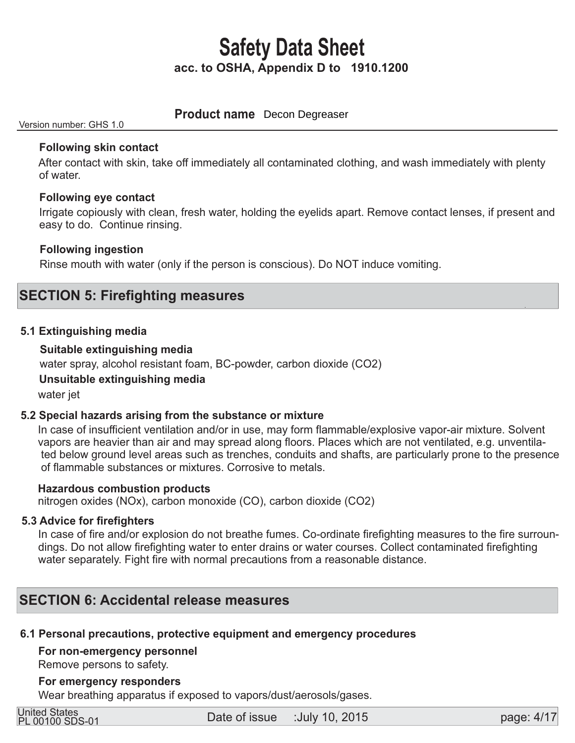### Following skin contact

After contact with skin, take off immediately all contaminated clothing, and wash immediately with plenty of water.

### Following eye contact

Irrigate copiously with clean, fresh water, holding the eyelids apart. Remove contact lenses, if present and easy to do. Continue rinsing.

### Following ingestion

Rinse mouth with water (only if the person is conscious). Do NOT induce vomiting.

## SECTION 5: Firefighting measures

### 5.1 Extinguishing media

**Suitable extinguishing media**

water spray, alcohol resistant foam, BC-powder, carbon dioxide ($CO_2$)

**Unsuitable extinguishing media**

water jet

### 5.2 Special hazards arising from the substance or mixture

In case of insufficient ventilation and/or in use, may form flammable/explosive vapor-air mixture. Solvent vapors are heavier than air and may spread along floors. Places which are not ventilated, e.g. unventilated below ground level areas such as trenches, conduits and shafts, are particularly prone to the presence of flammable substances or mixtures. Corrosive to metals.

**Hazardous combustion products**

nitrogen oxides ($NO_x$), carbon monoxide (CO), carbon dioxide ($CO_2$)

### 5.3 Advice for firefighters

In case of fire and/or explosion do not breathe fumes. Co-ordinate firefighting measures to the fire surroundings. Do not allow firefighting water to enter drains or water courses. Collect contaminated firefighting water separately. Fight fire with normal precautions from a reasonable distance.

## SECTION 6: Accidental release measures

### 6.1 Personal precautions, protective equipment and emergency procedures

**For non-emergency personnel**

Remove persons to safety.

**For emergency responders**

Wear breathing apparatus if exposed to vapors/dust/aerosols/gases.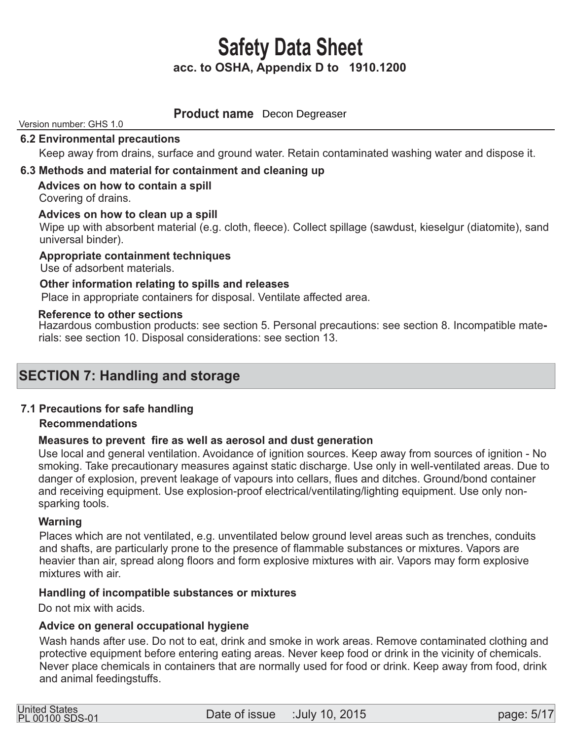### 6.2 Environmental precautions

Keep away from drains, surface and ground water. Retain contaminated washing water and dispose it.

### 6.3 Methods and material for containment and cleaning up

**Advices on how to contain a spill**

Covering of drains.

**Advices on how to clean up a spill**

Wipe up with absorbent material (e.g. cloth, fleece). Collect spillage (sawdust, kieselgur (diatomite), sand universal binder).

**Appropriate containment techniques**

Use of adsorbent materials.

**Other information relating to spills and releases**

Place in appropriate containers for disposal. Ventilate affected area.

**Reference to other sections**

Hazardous combustion products: see section 5. Personal precautions: see section 8. Incompatible materials: see section 10. Disposal considerations: see section 13.

## SECTION 7: Handling and storage

### 7.1 Precautions for safe handling

**Recommendations**

**Measures to prevent fire as well as aerosol and dust generation**

Use local and general ventilation. Avoidance of ignition sources. Keep away from sources of ignition - No smoking. Take precautionary measures against static discharge. Use only in well-ventilated areas. Due to danger of explosion, prevent leakage of vapours into cellars, flues and ditches. Ground/bond container and receiving equipment. Use explosion-proof electrical/ventilating/lighting equipment. Use only non-sparking tools.

**Warning**

Places which are not ventilated, e.g. unventilated below ground level areas such as trenches, conduits and shafts, are particularly prone to the presence of flammable substances or mixtures. Vapors are heavier than air, spread along floors and form explosive mixtures with air. Vapors may form explosive mixtures with air.

**Handling of incompatible substances or mixtures**

Do not mix with acids.

**Advice on general occupational hygiene**

Wash hands after use. Do not to eat, drink and smoke in work areas. Remove contaminated clothing and protective equipment before entering eating areas. Never keep food or drink in the vicinity of chemicals. Never place chemicals in containers that are normally used for food or drink. Keep away from food, drink and animal feedingstuffs.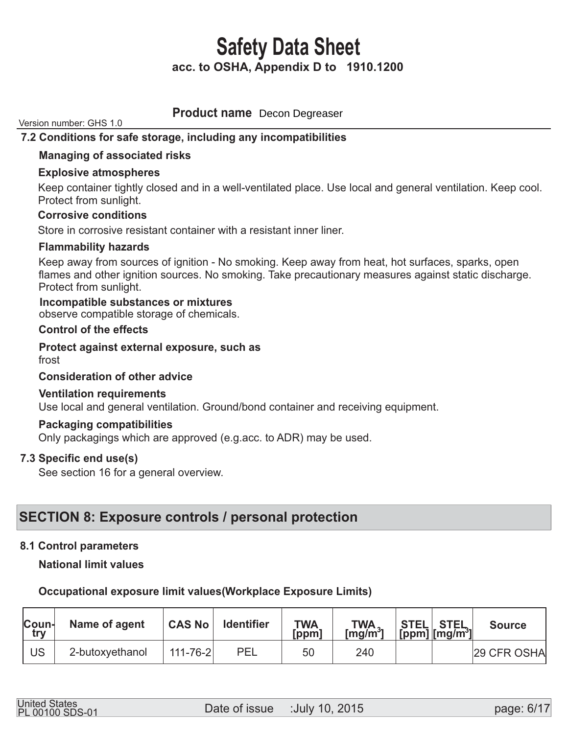### 7.2 Conditions for safe storage, including any incompatibilities

**Managing of associated risks**

**Explosive atmospheres**

Keep container tightly closed and in a well-ventilated place. Use local and general ventilation. Keep cool. Protect from sunlight.

**Corrosive conditions**

Store in corrosive resistant container with a resistant inner liner.

**Flammability hazards**

Keep away from sources of ignition - No smoking. Keep away from heat, hot surfaces, sparks, open flames and other ignition sources. No smoking. Take precautionary measures against static discharge. Protect from sunlight.

**Incompatible substances or mixtures**

observe compatible storage of chemicals.

**Control of the effects**

**Protect against external exposure, such as**

frost

**Consideration of other advice**

**Ventilation requirements**

Use local and general ventilation. Ground/bond container and receiving equipment.

**Packaging compatibilities**

Only packagings which are approved (e.g.acc. to ADR) may be used.

### 7.3 Specific end use(s)

See section 16 for a general overview.

## SECTION 8: Exposure controls / personal protection

### 8.1 Control parameters

**National limit values**

**Occupational exposure limit values(Workplace Exposure Limits)**

| Country | Name of agent | CAS No | Identifier | TWA [ppm] | TWA [mg/m$^3$] | STEL [ppm] | STEL [mg/m$^3$] | Source |
|---|---|---|---|---|---|---|---|---|
| US | 2-butoxyethanol | 111-76-2 | PEL | 50 | 240 | | | 29 CFR OSHA |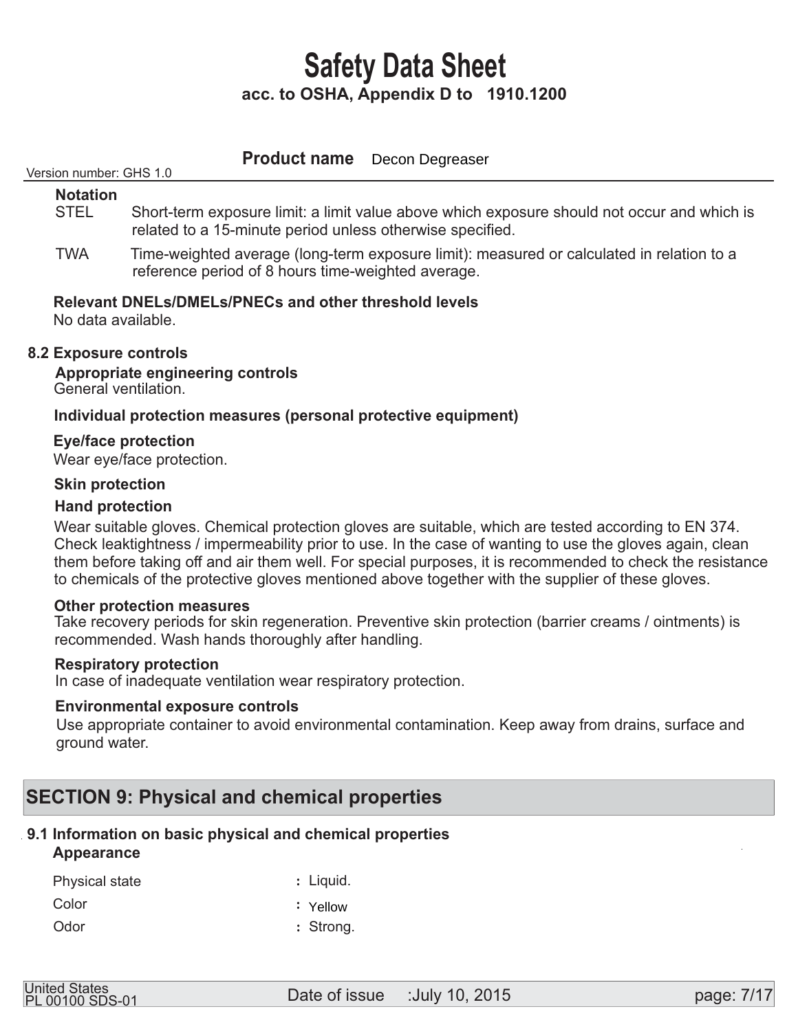**Notation**

| | |
|---|---|
| STEL | Short-term exposure limit: a limit value above which exposure should not occur and which is related to a 15-minute period unless otherwise specified. |
| TWA | Time-weighted average (long-term exposure limit): measured or calculated in relation to a reference period of 8 hours time-weighted average. |

**Relevant DNELs/DMELs/PNECs and other threshold levels**

No data available.

### 8.2 Exposure controls

**Appropriate engineering controls**

General ventilation.

**Individual protection measures (personal protective equipment)**

**Eye/face protection**

Wear eye/face protection.

**Skin protection**

**Hand protection**

Wear suitable gloves. Chemical protection gloves are suitable, which are tested according to EN 374. Check leaktightness / impermeability prior to use. In the case of wanting to use the gloves again, clean them before taking off and air them well. For special purposes, it is recommended to check the resistance to chemicals of the protective gloves mentioned above together with the supplier of these gloves.

**Other protection measures**

Take recovery periods for skin regeneration. Preventive skin protection (barrier creams / ointments) is recommended. Wash hands thoroughly after handling.

**Respiratory protection**

In case of inadequate ventilation wear respiratory protection.

**Environmental exposure controls**

Use appropriate container to avoid environmental contamination. Keep away from drains, surface and ground water.

## SECTION 9: Physical and chemical properties

### 9.1 Information on basic physical and chemical properties

**Appearance**

| | |
|---|---|
| Physical state | : Liquid. |
| Color | : Yellow |
| Odor | : Strong. |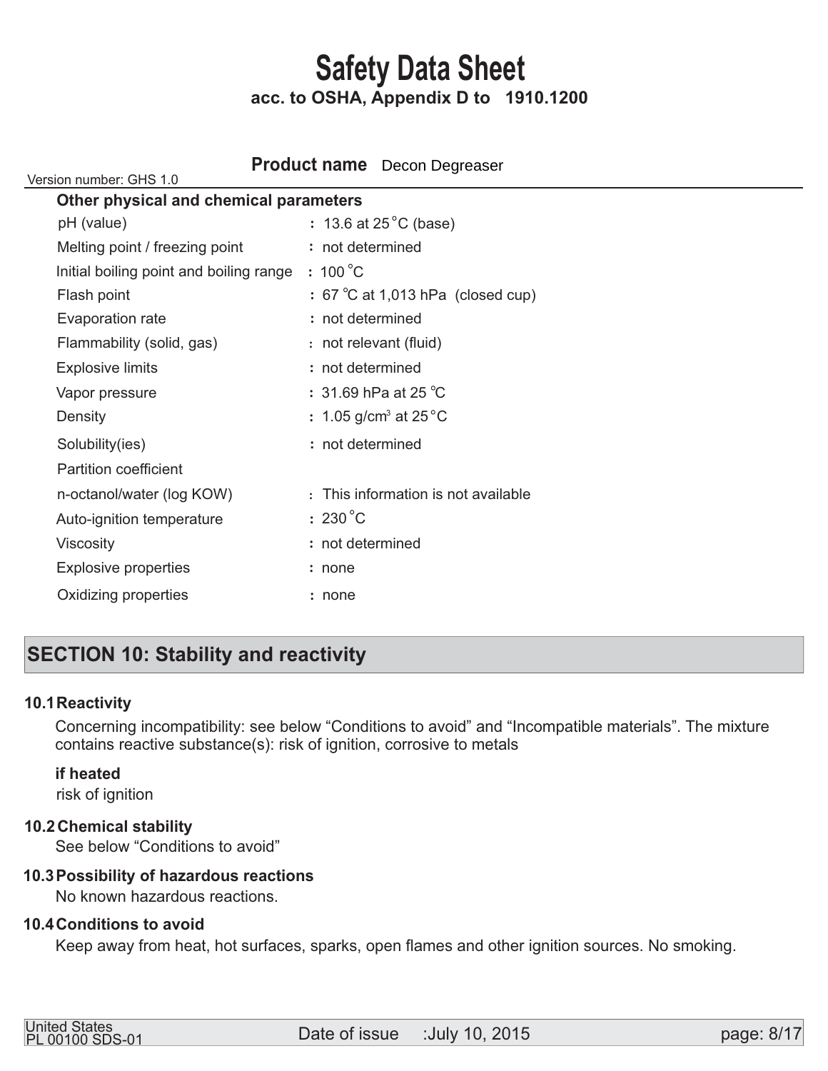**Other physical and chemical parameters**

| | |
|---|---|
| pH (value) | : 13.6 at 25 °C (base) |
| Melting point / freezing point | : not determined |
| Initial boiling point and boiling range | : 100 °C |
| Flash point | : 67 °C at 1,013 hPa (closed cup) |
| Evaporation rate | : not determined |
| Flammability (solid, gas) | : not relevant (fluid) |
| Explosive limits | : not determined |
| Vapor pressure | : 31.69 hPa at 25 °C |
| Density | : 1.05 g/cm³ at 25 °C |
| Solubility(ies) | : not determined |
| Partition coefficient | |
| n-octanol/water (log KOW) | : This information is not available |
| Auto-ignition temperature | : 230 °C |
| Viscosity | : not determined |
| Explosive properties | : none |
| Oxidizing properties | : none |

## SECTION 10: Stability and reactivity

### 10.1 Reactivity

Concerning incompatibility: see below “Conditions to avoid” and “Incompatible materials”. The mixture contains reactive substance(s): risk of ignition, corrosive to metals

**if heated**

risk of ignition

### 10.2 Chemical stability

See below “Conditions to avoid”

### 10.3 Possibility of hazardous reactions

No known hazardous reactions.

### 10.4 Conditions to avoid

Keep away from heat, hot surfaces, sparks, open flames and other ignition sources. No smoking.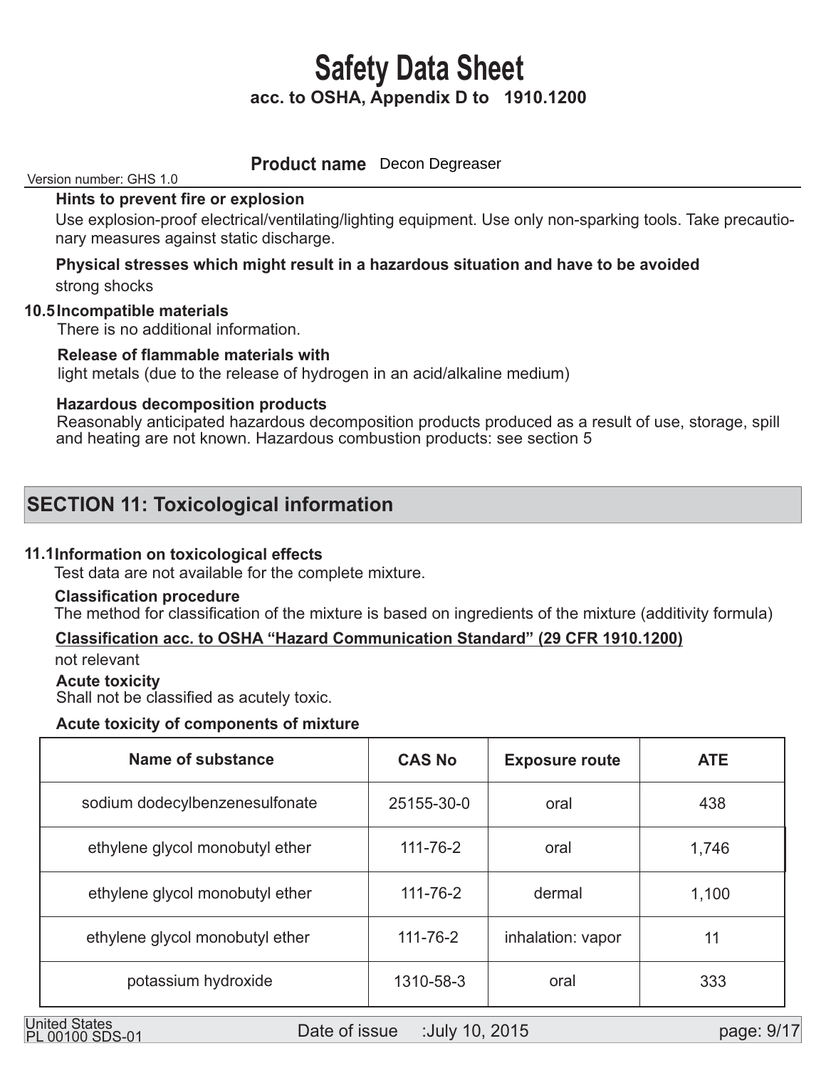**Hints to prevent fire or explosion**

Use explosion-proof electrical/ventilating/lighting equipment. Use only non-sparking tools. Take precautionary measures against static discharge.

**Physical stresses which might result in a hazardous situation and have to be avoided**

strong shocks

**10.5 Incompatible materials**

There is no additional information.

**Release of flammable materials with**

light metals (due to the release of hydrogen in an acid/alkaline medium)

**Hazardous decomposition products**

Reasonably anticipated hazardous decomposition products produced as a result of use, storage, spill and heating are not known. Hazardous combustion products: see section 5

## SECTION 11: Toxicological information

**11.1 Information on toxicological effects**

Test data are not available for the complete mixture.

**Classification procedure**

The method for classification of the mixture is based on ingredients of the mixture (additivity formula)

**Classification acc. to OSHA "Hazard Communication Standard" (29 CFR 1910.1200)**

not relevant

**Acute toxicity**

Shall not be classified as acutely toxic.

**Acute toxicity of components of mixture**

| Name of substance | CAS No | Exposure route | ATE |
|---|---|---|---|
| sodium dodecylbenzenesulfonate | 25155-30-0 | oral | 438 |
| ethylene glycol monobutyl ether | 111-76-2 | oral | 1,746 |
| ethylene glycol monobutyl ether | 111-76-2 | dermal | 1,100 |
| ethylene glycol monobutyl ether | 111-76-2 | inhalation: vapor | 11 |
| potassium hydroxide | 1310-58-3 | oral | 333 |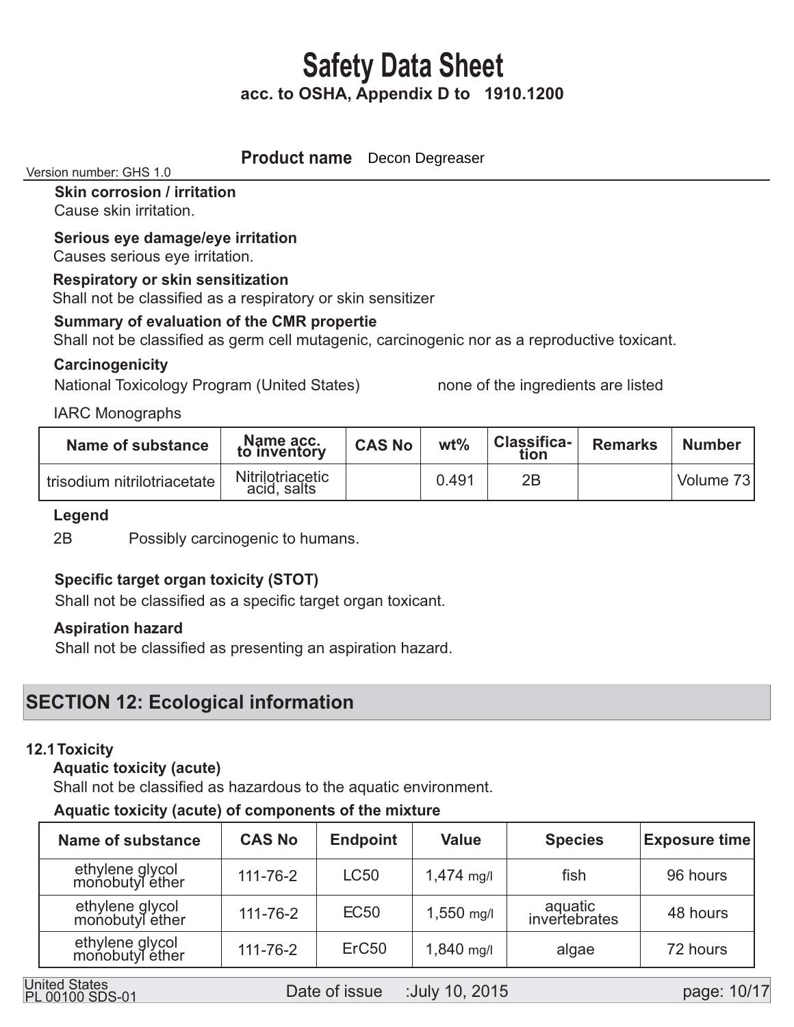**Skin corrosion / irritation**

Cause skin irritation.

**Serious eye damage/eye irritation**

Causes serious eye irritation.

**Respiratory or skin sensitization**

Shall not be classified as a respiratory or skin sensitizer

**Summary of evaluation of the CMR propertie**

Shall not be classified as germ cell mutagenic, carcinogenic nor as a reproductive toxicant.

**Carcinogenicity**

National Toxicology Program (United States) none of the ingredients are listed

IARC Monographs

| Name of substance | Name acc. to inventory | CAS No | wt% | Classifica-tion | Remarks | Number |
|---|---|---|---|---|---|---|
| trisodium nitrilotriacetate | Nitrilotriacetic acid, salts | | 0.491 | 2B | | Volume 73 |

**Legend**

2B Possibly carcinogenic to humans.

**Specific target organ toxicity (STOT)**

Shall not be classified as a specific target organ toxicant.

**Aspiration hazard**

Shall not be classified as presenting an aspiration hazard.

## SECTION 12: Ecological information

### 12.1 Toxicity

**Aquatic toxicity (acute)**

Shall not be classified as hazardous to the aquatic environment.

**Aquatic toxicity (acute) of components of the mixture**

| Name of substance | CAS No | Endpoint | Value | Species | Exposure time |
|---|---|---|---|---|---|
| ethylene glycol monobutyl ether | 111-76-2 | LC50 | 1,474 mg/l | fish | 96 hours |
| ethylene glycol monobutyl ether | 111-76-2 | EC50 | 1,550 mg/l | aquatic invertebrates | 48 hours |
| ethylene glycol monobutyl ether | 111-76-2 | ErC50 | 1,840 mg/l | algae | 72 hours |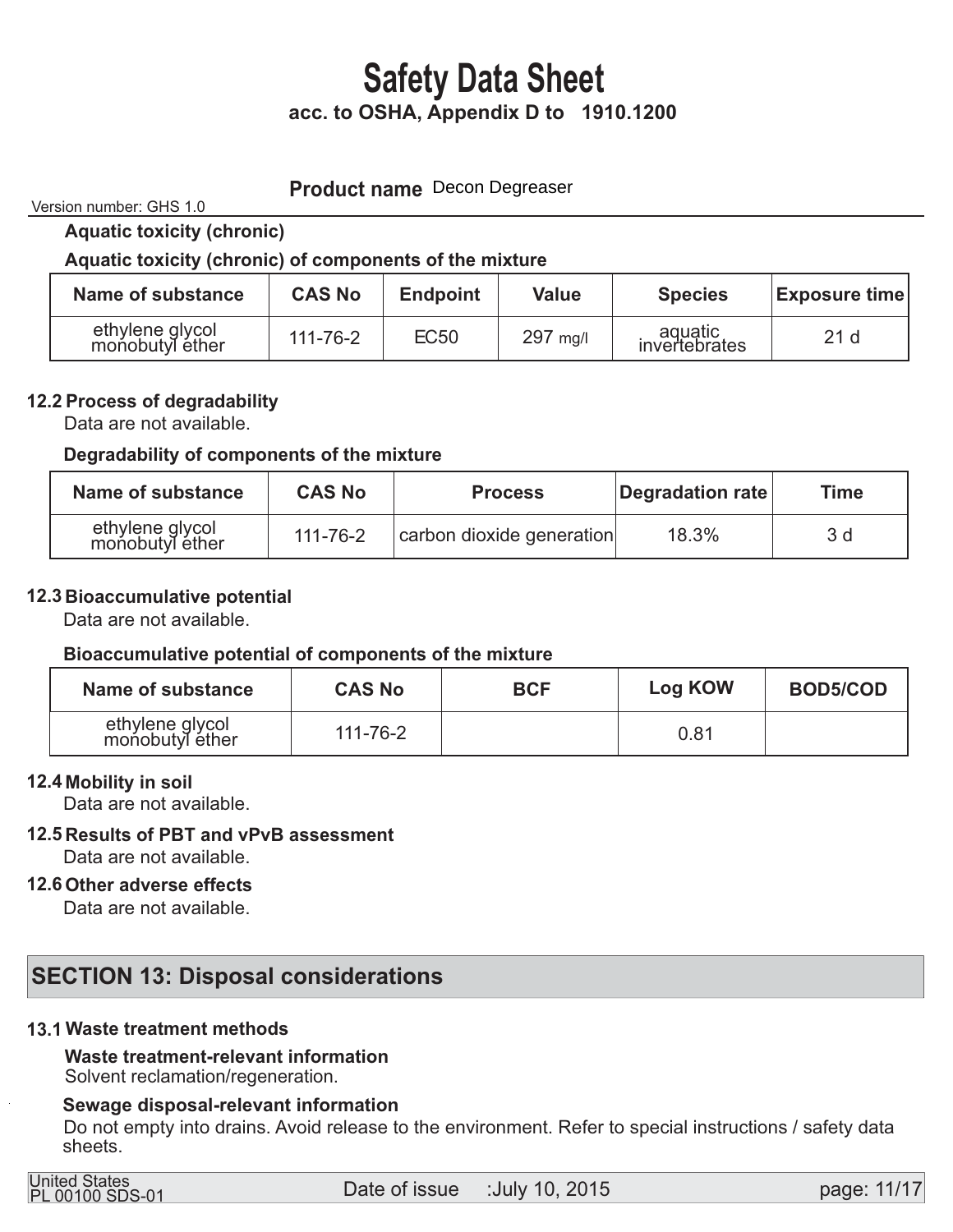**Aquatic toxicity (chronic)**

**Aquatic toxicity (chronic) of components of the mixture**

| Name of substance | CAS No | Endpoint | Value | Species | Exposure time |
|---|---|---|---|---|---|
| ethylene glycol monobutyl ether | 111-76-2 | EC50 | 297 mg/l | aquatic invertebrates | 21 d |

### 12.2 Process of degradability

Data are not available.

**Degradability of components of the mixture**

| Name of substance | CAS No | Process | Degradation rate | Time |
|---|---|---|---|---|
| ethylene glycol monobutyl ether | 111-76-2 | carbon dioxide generation | 18.3% | 3 d |

### 12.3 Bioaccumulative potential

Data are not available.

**Bioaccumulative potential of components of the mixture**

| Name of substance | CAS No | BCF | Log KOW | BOD5/COD |
|---|---|---|---|---|
| ethylene glycol monobutyl ether | 111-76-2 | | 0.81 | |

### 12.4 Mobility in soil

Data are not available.

### 12.5 Results of PBT and vPvB assessment

Data are not available.

### 12.6 Other adverse effects

Data are not available.

## SECTION 13: Disposal considerations

### 13.1 Waste treatment methods

**Waste treatment-relevant information**

Solvent reclamation/regeneration.

**Sewage disposal-relevant information**

Do not empty into drains. Avoid release to the environment. Refer to special instructions / safety data sheets.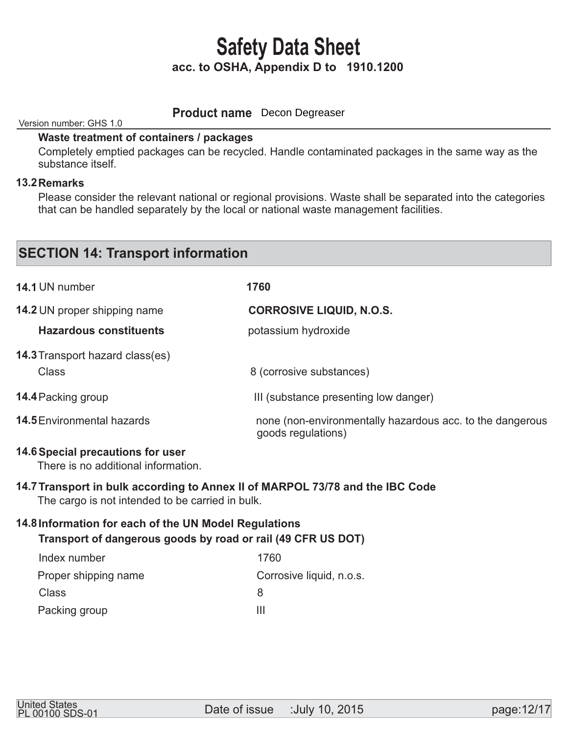**Waste treatment of containers / packages**

Completely emptied packages can be recycled. Handle contaminated packages in the same way as the substance itself.

**13.2 Remarks**

Please consider the relevant national or regional provisions. Waste shall be separated into the categories that can be handled separately by the local or national waste management facilities.

## SECTION 14: Transport information

| | |
|---|---|
| **14.1** UN number | **1760** |
| **14.2** UN proper shipping name | **CORROSIVE LIQUID, N.O.S.** |
| **Hazardous constituents** | potassium hydroxide |
| **14.3** Transport hazard class(es) | |
| Class | 8 (corrosive substances) |
| **14.4** Packing group | III (substance presenting low danger) |
| **14.5** Environmental hazards | none (non-environmentally hazardous acc. to the dangerous goods regulations) |

**14.6 Special precautions for user**

There is no additional information.

**14.7 Transport in bulk according to Annex II of MARPOL 73/78 and the IBC Code**

The cargo is not intended to be carried in bulk.

**14.8 Information for each of the UN Model Regulations**

**Transport of dangerous goods by road or rail (49 CFR US DOT)**

| | |
|---|---|
| Index number | 1760 |
| Proper shipping name | Corrosive liquid, n.o.s. |
| Class | 8 |
| Packing group | III |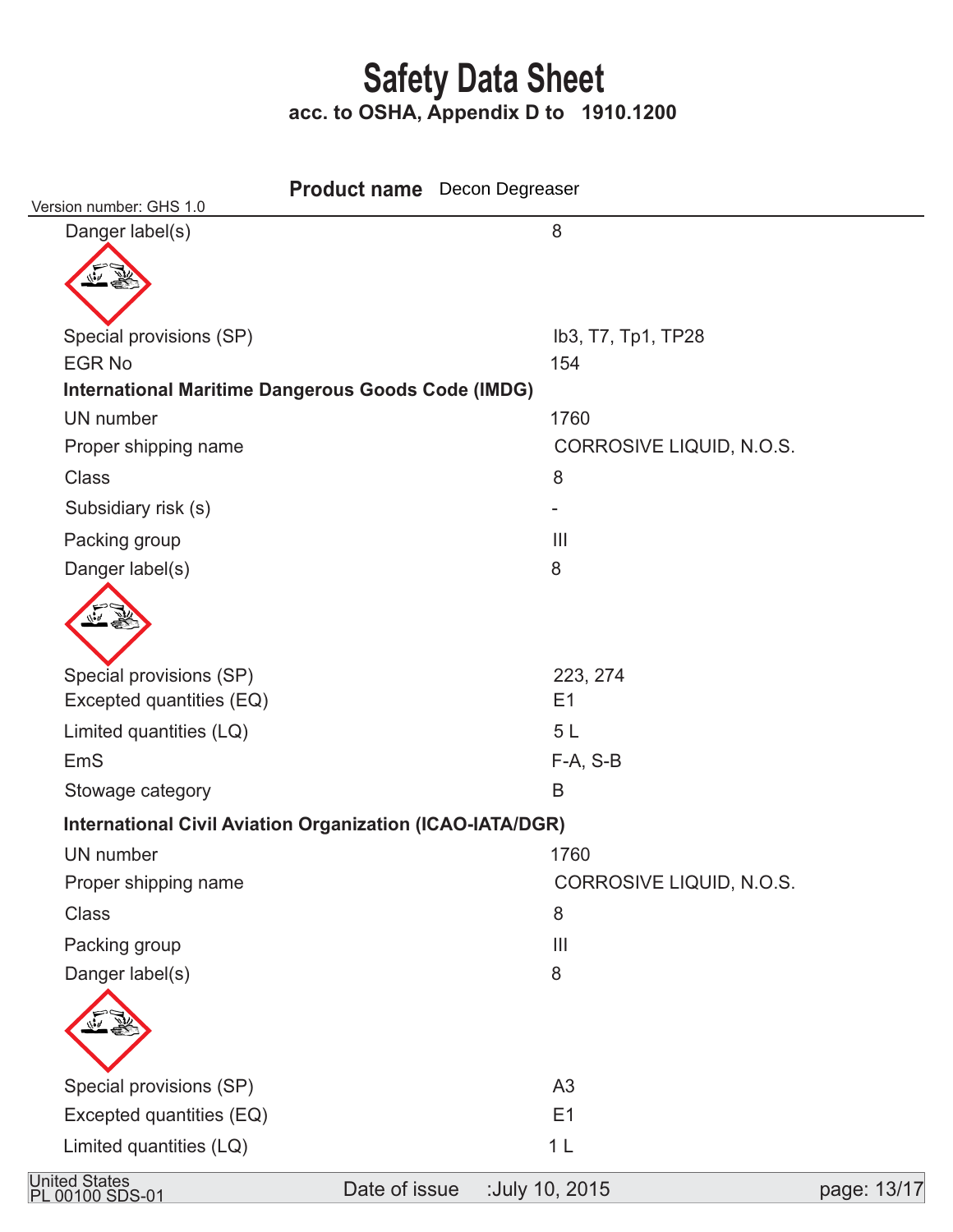| | |
|---|---|
| Danger label(s) | 8 |
| Special provisions (SP) | Ib3, T7, Tp1, TP28 |
| EGR No | 154 |

**International Maritime Dangerous Goods Code (IMDG)**

| | |
|---|---|
| UN number | 1760 |
| Proper shipping name | CORROSIVE LIQUID, N.O.S. |
| Class | 8 |
| Subsidiary risk (s) | - |
| Packing group | III |
| Danger label(s) | 8 |
| Special provisions (SP) | 223, 274 |
| Excepted quantities (EQ) | E1 |
| Limited quantities (LQ) | 5 L |
| EmS | F-A, S-B |
| Stowage category | B |

**International Civil Aviation Organization (ICAO-IATA/DGR)**

| | |
|---|---|
| UN number | 1760 |
| Proper shipping name | CORROSIVE LIQUID, N.O.S. |
| Class | 8 |
| Packing group | III |
| Danger label(s) | 8 |
| Special provisions (SP) | A3 |
| Excepted quantities (EQ) | E1 |
| Limited quantities (LQ) | 1 L |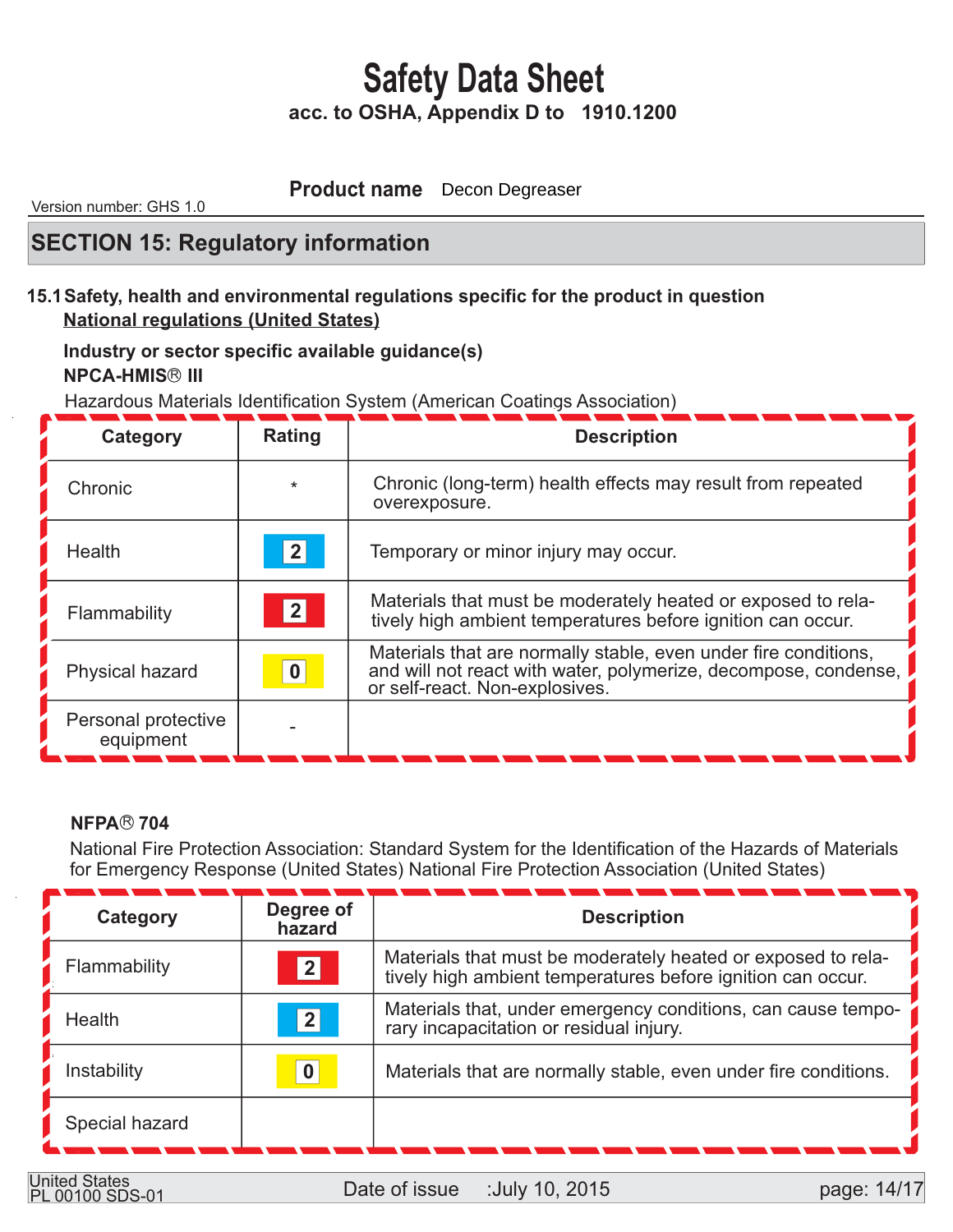# Safety Data Sheet

**acc. to OSHA, Appendix D to 1910.1200**

**Product name** Decon Degreaser

Version number: GHS 1.0

## SECTION 15: Regulatory information

**15.1 Safety, health and environmental regulations specific for the product in question**

**National regulations (United States)**

**Industry or sector specific available guidance(s)**

**NPCA-HMIS® III**

Hazardous Materials Identification System (American Coatings Association)

| Category | Rating | Description |
|---|---|---|
| Chronic | * | Chronic (long-term) health effects may result from repeated overexposure. |
| Health | 2 | Temporary or minor injury may occur. |
| Flammability | 2 | Materials that must be moderately heated or exposed to relatively high ambient temperatures before ignition can occur. |
| Physical hazard | 0 | Materials that are normally stable, even under fire conditions, and will not react with water, polymerize, decompose, condense, or self-react. Non-explosives. |
| Personal protective equipment | - | |

**NFPA® 704**

National Fire Protection Association: Standard System for the Identification of the Hazards of Materials for Emergency Response (United States) National Fire Protection Association (United States)

| Category | Degree of hazard | Description |
|---|---|---|
| Flammability | 2 | Materials that must be moderately heated or exposed to relatively high ambient temperatures before ignition can occur. |
| Health | 2 | Materials that, under emergency conditions, can cause temporary incapacitation or residual injury. |
| Instability | 0 | Materials that are normally stable, even under fire conditions. |
| Special hazard | | |

United States
PL 00100 SDS-01

Date of issue :July 10, 2015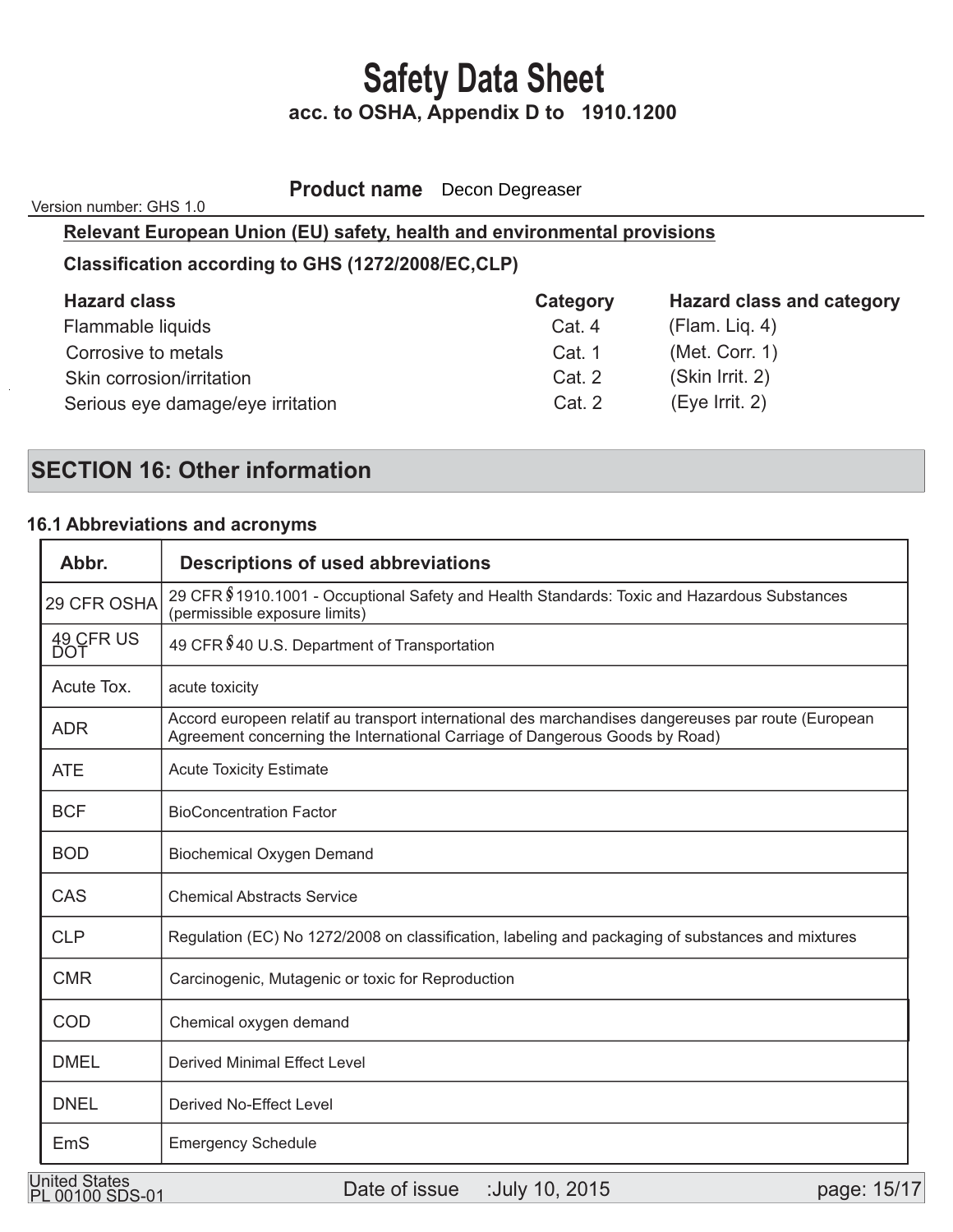# Safety Data Sheet

**acc. to OSHA, Appendix D to 1910.1200**

**Product name** Decon Degreaser

Version number: GHS 1.0

**Relevant European Union (EU) safety, health and environmental provisions**

**Classification according to GHS (1272/2008/EC,CLP)**

| Hazard class | Category | Hazard class and category |
|---|---|---|
| Flammable liquids | Cat. 4 | (Flam. Liq. 4) |
| Corrosive to metals | Cat. 1 | (Met. Corr. 1) |
| Skin corrosion/irritation | Cat. 2 | (Skin Irrit. 2) |
| Serious eye damage/eye irritation | Cat. 2 | (Eye Irrit. 2) |

## SECTION 16: Other information

### 16.1 Abbreviations and acronyms

| Abbr. | Descriptions of used abbreviations |
|---|---|
| 29 CFR OSHA | 29 CFR§1910.1001 - Occuptional Safety and Health Standards: Toxic and Hazardous Substances (permissible exposure limits) |
| 49 CFR US DOT | 49 CFR§40 U.S. Department of Transportation |
| Acute Tox. | acute toxicity |
| ADR | Accord europeen relatif au transport international des marchandises dangereuses par route (European Agreement concerning the International Carriage of Dangerous Goods by Road) |
| ATE | Acute Toxicity Estimate |
| BCF | BioConcentration Factor |
| BOD | Biochemical Oxygen Demand |
| CAS | Chemical Abstracts Service |
| CLP | Regulation (EC) No 1272/2008 on classification, labeling and packaging of substances and mixtures |
| CMR | Carcinogenic, Mutagenic or toxic for Reproduction |
| COD | Chemical oxygen demand |
| DMEL | Derived Minimal Effect Level |
| DNEL | Derived No-Effect Level |
| EmS | Emergency Schedule |

United States
PL 00100 SDS-01

Date of issue :July 10, 2015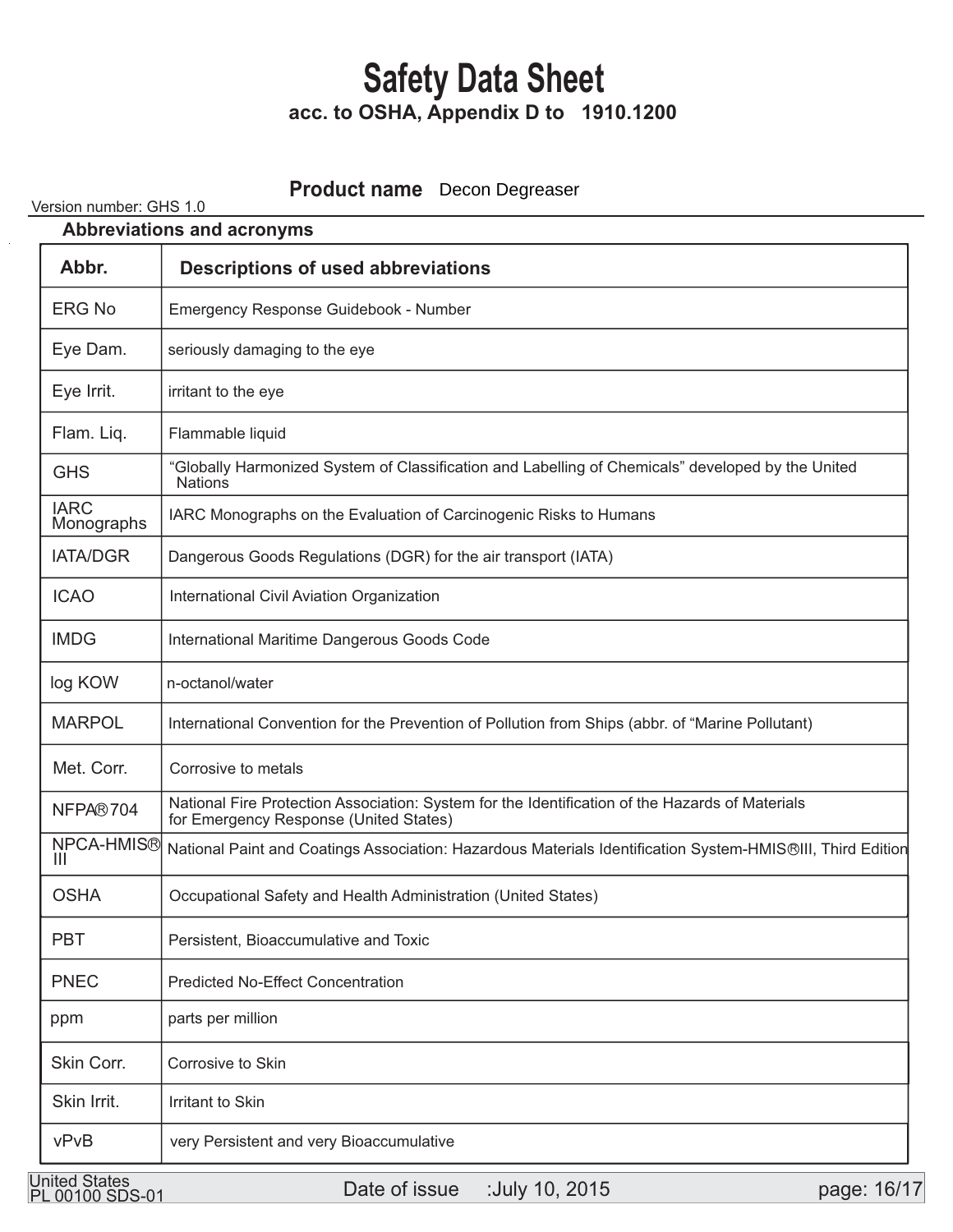# Safety Data Sheet

**acc. to OSHA, Appendix D to 1910.1200**

**Product name** Decon Degreaser

Version number: GHS 1.0

### Abbreviations and acronyms

| Abbr. | Descriptions of used abbreviations |
|---|---|
| ERG No | Emergency Response Guidebook - Number |
| Eye Dam. | seriously damaging to the eye |
| Eye Irrit. | irritant to the eye |
| Flam. Liq. | Flammable liquid |
| GHS | "Globally Harmonized System of Classification and Labelling of Chemicals" developed by the United Nations |
| IARC Monographs | IARC Monographs on the Evaluation of Carcinogenic Risks to Humans |
| IATA/DGR | Dangerous Goods Regulations (DGR) for the air transport (IATA) |
| ICAO | International Civil Aviation Organization |
| IMDG | International Maritime Dangerous Goods Code |
| log KOW | n-octanol/water |
| MARPOL | International Convention for the Prevention of Pollution from Ships (abbr. of "Marine Pollutant) |
| Met. Corr. | Corrosive to metals |
| NFPA® 704 | National Fire Protection Association: System for the Identification of the Hazards of Materials for Emergency Response (United States) |
| NPCA-HMIS® III | National Paint and Coatings Association: Hazardous Materials Identification System-HMIS®III, Third Edition |
| OSHA | Occupational Safety and Health Administration (United States) |
| PBT | Persistent, Bioaccumulative and Toxic |
| PNEC | Predicted No-Effect Concentration |
| ppm | parts per million |
| Skin Corr. | Corrosive to Skin |
| Skin Irrit. | Irritant to Skin |
| vPvB | very Persistent and very Bioaccumulative |

United States
PL 00100 SDS-01

Date of issue :July 10, 2015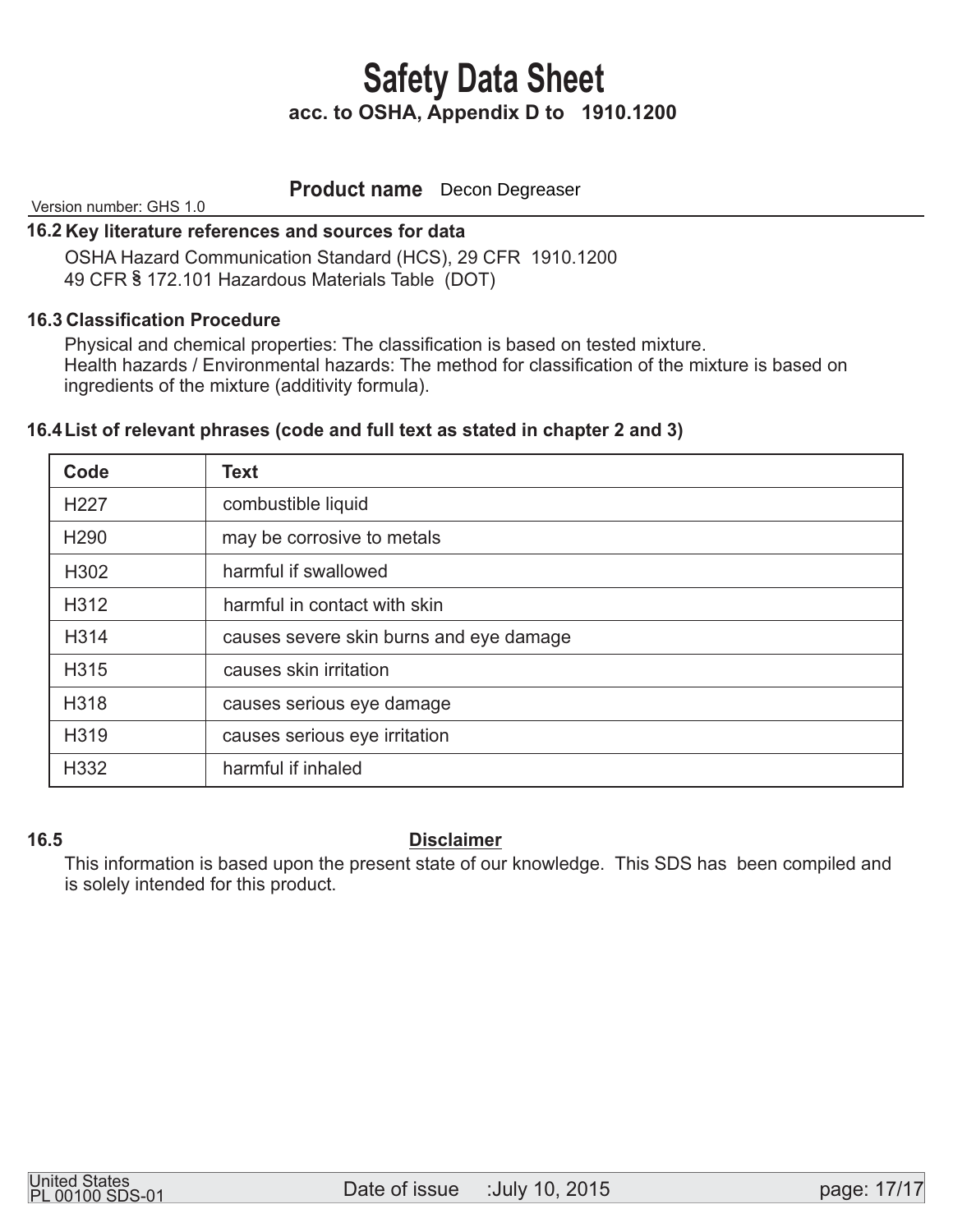# Safety Data Sheet

**acc. to OSHA, Appendix D to 1910.1200**

**Product name** Decon Degreaser

Version number: GHS 1.0

### 16.2 Key literature references and sources for data

OSHA Hazard Communication Standard (HCS), 29 CFR 1910.1200
49 CFR § 172.101 Hazardous Materials Table (DOT)

### 16.3 Classification Procedure

Physical and chemical properties: The classification is based on tested mixture.
Health hazards / Environmental hazards: The method for classification of the mixture is based on ingredients of the mixture (additivity formula).

### 16.4 List of relevant phrases (code and full text as stated in chapter 2 and 3)

| Code | Text |
|---|---|
| H227 | combustible liquid |
| H290 | may be corrosive to metals |
| H302 | harmful if swallowed |
| H312 | harmful in contact with skin |
| H314 | causes severe skin burns and eye damage |
| H315 | causes skin irritation |
| H318 | causes serious eye damage |
| H319 | causes serious eye irritation |
| H332 | harmful if inhaled |

### 16.5 Disclaimer

This information is based upon the present state of our knowledge. This SDS has been compiled and is solely intended for this product.

United States
PL 00100 SDS-01

Date of issue :July 10, 2015